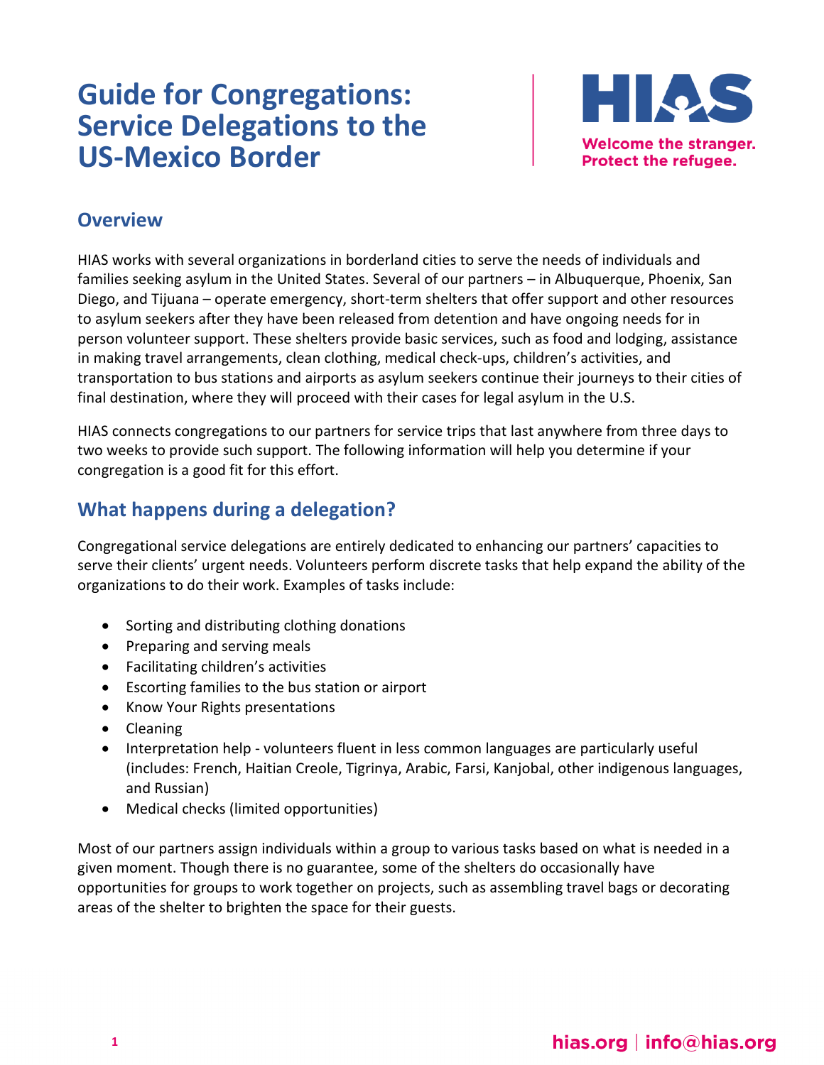# Guide for Congregations: Service Delegations to the US-Mexico Border

**HIAS**
Welcome the stranger.
Protect the refugee.

## Overview

HIAS works with several organizations in borderland cities to serve the needs of individuals and families seeking asylum in the United States. Several of our partners – in Albuquerque, Phoenix, San Diego, and Tijuana – operate emergency, short-term shelters that offer support and other resources to asylum seekers after they have been released from detention and have ongoing needs for in person volunteer support. These shelters provide basic services, such as food and lodging, assistance in making travel arrangements, clean clothing, medical check-ups, children's activities, and transportation to bus stations and airports as asylum seekers continue their journeys to their cities of final destination, where they will proceed with their cases for legal asylum in the U.S.

HIAS connects congregations to our partners for service trips that last anywhere from three days to two weeks to provide such support. The following information will help you determine if your congregation is a good fit for this effort.

## What happens during a delegation?

Congregational service delegations are entirely dedicated to enhancing our partners' capacities to serve their clients' urgent needs. Volunteers perform discrete tasks that help expand the ability of the organizations to do their work. Examples of tasks include:

- Sorting and distributing clothing donations
- Preparing and serving meals
- Facilitating children's activities
- Escorting families to the bus station or airport
- Know Your Rights presentations
- Cleaning
- Interpretation help - volunteers fluent in less common languages are particularly useful (includes: French, Haitian Creole, Tigrinya, Arabic, Farsi, Kanjobal, other indigenous languages, and Russian)
- Medical checks (limited opportunities)

Most of our partners assign individuals within a group to various tasks based on what is needed in a given moment. Though there is no guarantee, some of the shelters do occasionally have opportunities for groups to work together on projects, such as assembling travel bags or decorating areas of the shelter to brighten the space for their guests.

hias.org | info@hias.org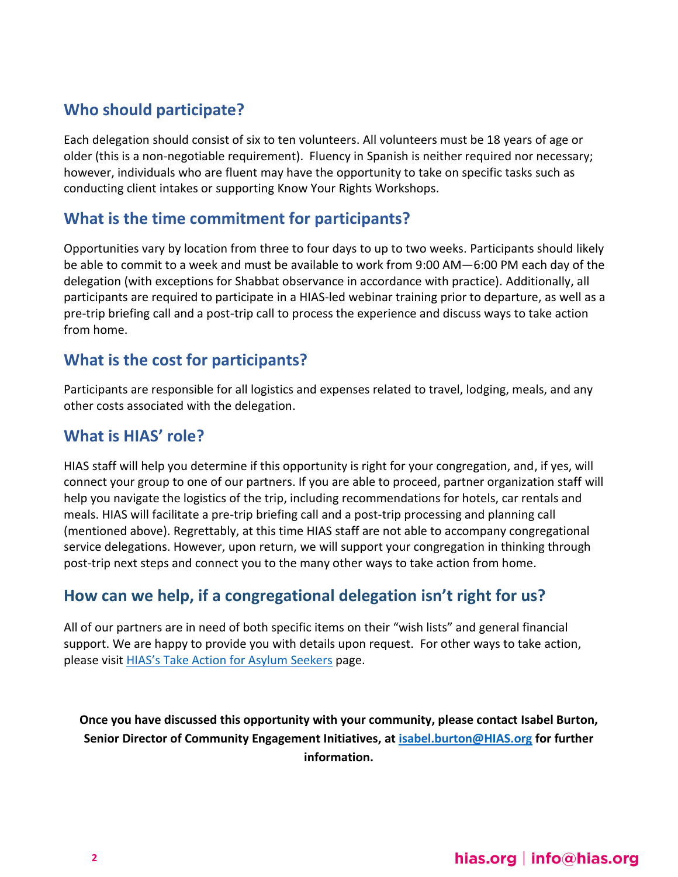## Who should participate?

Each delegation should consist of six to ten volunteers. All volunteers must be 18 years of age or older (this is a non-negotiable requirement). Fluency in Spanish is neither required nor necessary; however, individuals who are fluent may have the opportunity to take on specific tasks such as conducting client intakes or supporting Know Your Rights Workshops.

## What is the time commitment for participants?

Opportunities vary by location from three to four days to up to two weeks. Participants should likely be able to commit to a week and must be available to work from 9:00 AM—6:00 PM each day of the delegation (with exceptions for Shabbat observance in accordance with practice). Additionally, all participants are required to participate in a HIAS-led webinar training prior to departure, as well as a pre-trip briefing call and a post-trip call to process the experience and discuss ways to take action from home.

## What is the cost for participants?

Participants are responsible for all logistics and expenses related to travel, lodging, meals, and any other costs associated with the delegation.

## What is HIAS' role?

HIAS staff will help you determine if this opportunity is right for your congregation, and, if yes, will connect your group to one of our partners. If you are able to proceed, partner organization staff will help you navigate the logistics of the trip, including recommendations for hotels, car rentals and meals. HIAS will facilitate a pre-trip briefing call and a post-trip processing and planning call (mentioned above). Regrettably, at this time HIAS staff are not able to accompany congregational service delegations. However, upon return, we will support your congregation in thinking through post-trip next steps and connect you to the many other ways to take action from home.

## How can we help, if a congregational delegation isn't right for us?

All of our partners are in need of both specific items on their "wish lists" and general financial support. We are happy to provide you with details upon request. For other ways to take action, please visit [HIAS's Take Action for Asylum Seekers](#) page.

**Once you have discussed this opportunity with your community, please contact Isabel Burton, Senior Director of Community Engagement Initiatives, at [isabel.burton@HIAS.org](mailto:isabel.burton@HIAS.org) for further information.**

hias.org | info@hias.org